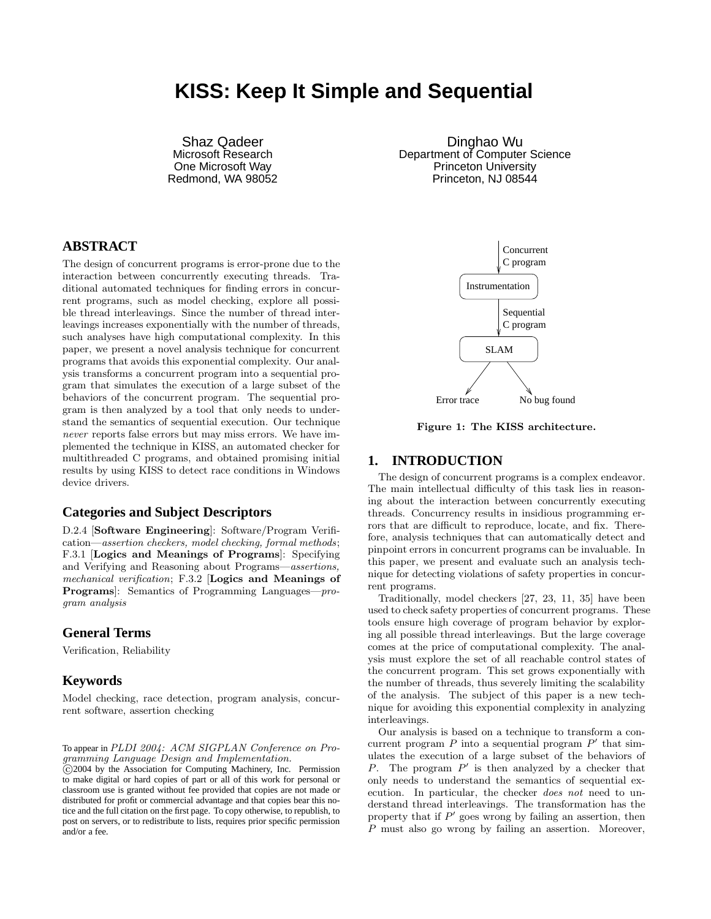# KISS: Keep It Simple and Sequential

Shaz Qadeer
Microsoft Research
One Microsoft Way
Redmond, WA 98052

Dinghao Wu
Department of Computer Science
Princeton University
Princeton, NJ 08544

## ABSTRACT

The design of concurrent programs is error-prone due to the interaction between concurrently executing threads. Traditional automated techniques for finding errors in concurrent programs, such as model checking, explore all possible thread interleavings. Since the number of thread interleavings increases exponentially with the number of threads, such analyses have high computational complexity. In this paper, we present a novel analysis technique for concurrent programs that avoids this exponential complexity. Our analysis transforms a concurrent program into a sequential program that simulates the execution of a large subset of the behaviors of the concurrent program. The sequential program is then analyzed by a tool that only needs to understand the semantics of sequential execution. Our technique *never* reports false errors but may miss errors. We have implemented the technique in KISS, an automated checker for multithreaded C programs, and obtained promising initial results by using KISS to detect race conditions in Windows device drivers.

## Categories and Subject Descriptors

D.2.4 [**Software Engineering**]: Software/Program Verification—*assertion checkers, model checking, formal methods*; F.3.1 [**Logics and Meanings of Programs**]: Specifying and Verifying and Reasoning about Programs—*assertions, mechanical verification*; F.3.2 [**Logics and Meanings of Programs**]: Semantics of Programming Languages—*program analysis*

## General Terms

Verification, Reliability

## Keywords

Model checking, race detection, program analysis, concurrent software, assertion checking

To appear in *PLDI 2004: ACM SIGPLAN Conference on Programming Language Design and Implementation.*
©2004 by the Association for Computing Machinery, Inc. Permission to make digital or hard copies of part or all of this work for personal or classroom use is granted without fee provided that copies are not made or distributed for profit or commercial advantage and that copies bear this notice and the full citation on the first page. To copy otherwise, to republish, to post on servers, or to redistribute to lists, requires prior specific permission and/or a fee.

```
        | Concurrent
        | C program
        v
  [Instrumentation]
        | Sequential
        | C program
        v
      [SLAM]
      /     \
     v       v
Error trace   No bug found
```

**Figure 1: The KISS architecture.**

## 1. INTRODUCTION

The design of concurrent programs is a complex endeavor. The main intellectual difficulty of this task lies in reasoning about the interaction between concurrently executing threads. Concurrency results in insidious programming errors that are difficult to reproduce, locate, and fix. Therefore, analysis techniques that can automatically detect and pinpoint errors in concurrent programs can be invaluable. In this paper, we present and evaluate such an analysis technique for detecting violations of safety properties in concurrent programs.

Traditionally, model checkers [27, 23, 11, 35] have been used to check safety properties of concurrent programs. These tools ensure high coverage of program behavior by exploring all possible thread interleavings. But the large coverage comes at the price of computational complexity. The analysis must explore the set of all reachable control states of the concurrent program. This set grows exponentially with the number of threads, thus severely limiting the scalability of the analysis. The subject of this paper is a new technique for avoiding this exponential complexity in analyzing interleavings.

Our analysis is based on a technique to transform a concurrent program $P$ into a sequential program $P'$ that simulates the execution of a large subset of the behaviors of $P$. The program $P'$ is then analyzed by a checker that only needs to understand the semantics of sequential execution. In particular, the checker *does not* need to understand thread interleavings. The transformation has the property that if $P'$ goes wrong by failing an assertion, then $P$ must also go wrong by failing an assertion. Moreover,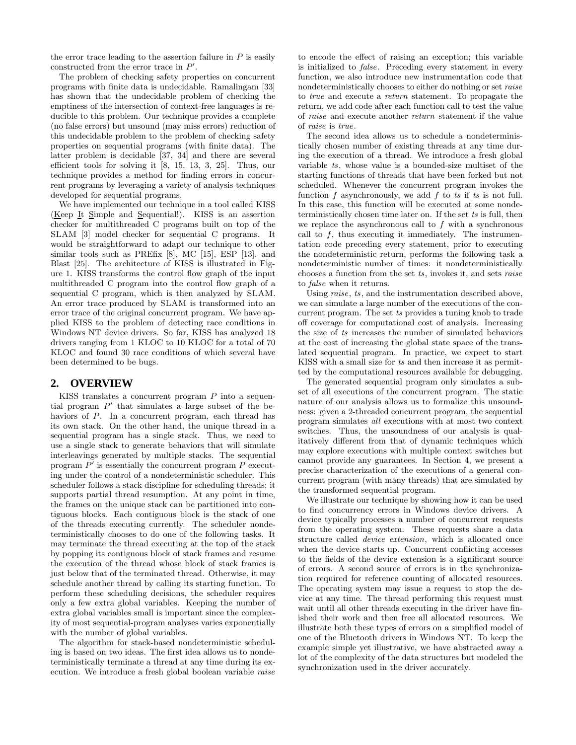the error trace leading to the assertion failure in $P$ is easily constructed from the error trace in $P'$.

The problem of checking safety properties on concurrent programs with finite data is undecidable. Ramalingam [33] has shown that the undecidable problem of checking the emptiness of the intersection of context-free languages is reducible to this problem. Our technique provides a complete (no false errors) but unsound (may miss errors) reduction of this undecidable problem to the problem of checking safety properties on sequential programs (with finite data). The latter problem is decidable [37, 34] and there are several efficient tools for solving it [8, 15, 13, 3, 25]. Thus, our technique provides a method for finding errors in concurrent programs by leveraging a variety of analysis techniques developed for sequential programs.

We have implemented our technique in a tool called KISS (Keep It Simple and Sequential!). KISS is an assertion checker for multithreaded C programs built on top of the SLAM [3] model checker for sequential C programs. It would be straightforward to adapt our technique to other similar tools such as PREfix [8], MC [15], ESP [13], and Blast [25]. The architecture of KISS is illustrated in Figure 1. KISS transforms the control flow graph of the input multithreaded C program into the control flow graph of a sequential C program, which is then analyzed by SLAM. An error trace produced by SLAM is transformed into an error trace of the original concurrent program. We have applied KISS to the problem of detecting race conditions in Windows NT device drivers. So far, KISS has analyzed 18 drivers ranging from 1 KLOC to 10 KLOC for a total of 70 KLOC and found 30 race conditions of which several have been determined to be bugs.

## 2. OVERVIEW

KISS translates a concurrent program $P$ into a sequential program $P'$ that simulates a large subset of the behaviors of $P$. In a concurrent program, each thread has its own stack. On the other hand, the unique thread in a sequential program has a single stack. Thus, we need to use a single stack to generate behaviors that will simulate interleavings generated by multiple stacks. The sequential program $P'$ is essentially the concurrent program $P$ executing under the control of a nondeterministic scheduler. This scheduler follows a stack discipline for scheduling threads; it supports partial thread resumption. At any point in time, the frames on the unique stack can be partitioned into contiguous blocks. Each contiguous block is the stack of one of the threads executing currently. The scheduler nondeterministically chooses to do one of the following tasks. It may terminate the thread executing at the top of the stack by popping its contiguous block of stack frames and resume the execution of the thread whose block of stack frames is just below that of the terminated thread. Otherwise, it may schedule another thread by calling its starting function. To perform these scheduling decisions, the scheduler requires only a few extra global variables. Keeping the number of extra global variables small is important since the complexity of most sequential-program analyses varies exponentially with the number of global variables.

The algorithm for stack-based nondeterministic scheduling is based on two ideas. The first idea allows us to nondeterministically terminate a thread at any time during its execution. We introduce a fresh global boolean variable *raise* to encode the effect of raising an exception; this variable is initialized to *false*. Preceding every statement in every function, we also introduce new instrumentation code that nondeterministically chooses to either do nothing or set *raise* to *true* and execute a *return* statement. To propagate the return, we add code after each function call to test the value of *raise* and execute another *return* statement if the value of *raise* is *true*.

The second idea allows us to schedule a nondeterministically chosen number of existing threads at any time during the execution of a thread. We introduce a fresh global variable *ts*, whose value is a bounded-size multiset of the starting functions of threads that have been forked but not scheduled. Whenever the concurrent program invokes the function $f$ asynchronously, we add $f$ to *ts* if *ts* is not full. In this case, this function will be executed at some nondeterministically chosen time later on. If the set *ts* is full, then we replace the asynchronous call to $f$ with a synchronous call to $f$, thus executing it immediately. The instrumentation code preceding every statement, prior to executing the nondeterministic return, performs the following task a nondeterministic number of times: it nondeterministically chooses a function from the set *ts*, invokes it, and sets *raise* to *false* when it returns.

Using *raise*, *ts*, and the instrumentation described above, we can simulate a large number of the executions of the concurrent program. The set *ts* provides a tuning knob to trade off coverage for computational cost of analysis. Increasing the size of *ts* increases the number of simulated behaviors at the cost of increasing the global state space of the translated sequential program. In practice, we expect to start KISS with a small size for *ts* and then increase it as permitted by the computational resources available for debugging.

The generated sequential program only simulates a subset of all executions of the concurrent program. The static nature of our analysis allows us to formalize this unsoundness: given a 2-threaded concurrent program, the sequential program simulates *all* executions with at most two context switches. Thus, the unsoundness of our analysis is qualitatively different from that of dynamic techniques which may explore executions with multiple context switches but cannot provide any guarantees. In Section 4, we present a precise characterization of the executions of a general concurrent program (with many threads) that are simulated by the transformed sequential program.

We illustrate our technique by showing how it can be used to find concurrency errors in Windows device drivers. A device typically processes a number of concurrent requests from the operating system. These requests share a data structure called *device extension*, which is allocated once when the device starts up. Concurrent conflicting accesses to the fields of the device extension is a significant source of errors. A second source of errors is in the synchronization required for reference counting of allocated resources. The operating system may issue a request to stop the device at any time. The thread performing this request must wait until all other threads executing in the driver have finished their work and then free all allocated resources. We illustrate both these types of errors on a simplified model of one of the Bluetooth drivers in Windows NT. To keep the example simple yet illustrative, we have abstracted away a lot of the complexity of the data structures but modeled the synchronization used in the driver accurately.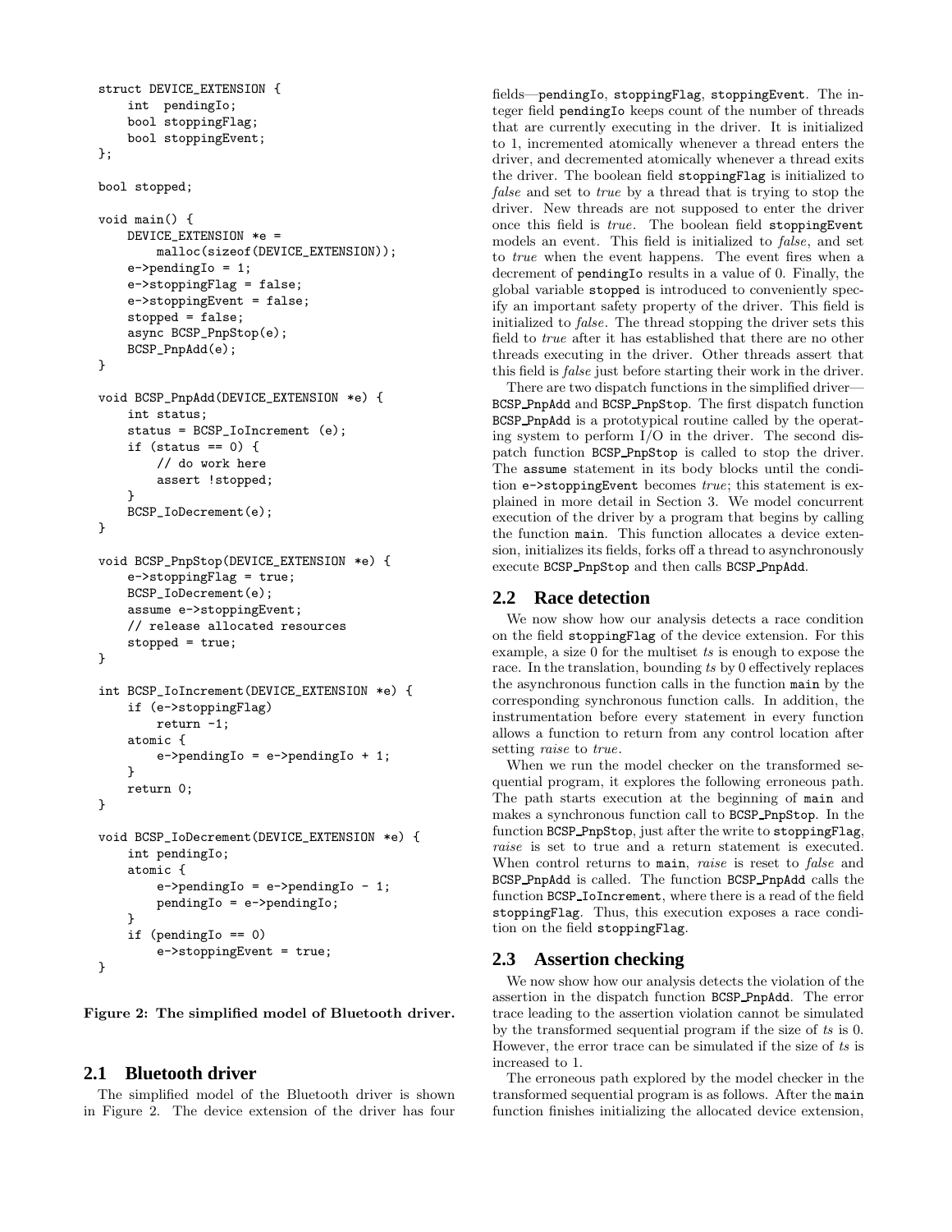```
struct DEVICE_EXTENSION {
    int  pendingIo;
    bool stoppingFlag;
    bool stoppingEvent;
};

bool stopped;

void main() {
    DEVICE_EXTENSION *e =
        malloc(sizeof(DEVICE_EXTENSION));
    e->pendingIo = 1;
    e->stoppingFlag = false;
    e->stoppingEvent = false;
    stopped = false;
    async BCSP_PnpStop(e);
    BCSP_PnpAdd(e);
}

void BCSP_PnpAdd(DEVICE_EXTENSION *e) {
    int status;
    status = BCSP_IoIncrement (e);
    if (status == 0) {
        // do work here
        assert !stopped;
    }
    BCSP_IoDecrement(e);
}

void BCSP_PnpStop(DEVICE_EXTENSION *e) {
    e->stoppingFlag = true;
    BCSP_IoDecrement(e);
    assume e->stoppingEvent;
    // release allocated resources
    stopped = true;
}

int BCSP_IoIncrement(DEVICE_EXTENSION *e) {
    if (e->stoppingFlag)
        return -1;
    atomic {
        e->pendingIo = e->pendingIo + 1;
    }
    return 0;
}

void BCSP_IoDecrement(DEVICE_EXTENSION *e) {
    int pendingIo;
    atomic {
        e->pendingIo = e->pendingIo - 1;
        pendingIo = e->pendingIo;
    }
    if (pendingIo == 0)
        e->stoppingEvent = true;
}
```

**Figure 2: The simplified model of Bluetooth driver.**

## 2.1 Bluetooth driver

The simplified model of the Bluetooth driver is shown in Figure 2. The device extension of the driver has four fields—pendingIo, stoppingFlag, stoppingEvent. The integer field pendingIo keeps count of the number of threads that are currently executing in the driver. It is initialized to 1, incremented atomically whenever a thread enters the driver, and decremented atomically whenever a thread exits the driver. The boolean field stoppingFlag is initialized to *false* and set to *true* by a thread that is trying to stop the driver. New threads are not supposed to enter the driver once this field is *true*. The boolean field stoppingEvent models an event. This field is initialized to *false*, and set to *true* when the event happens. The event fires when a decrement of pendingIo results in a value of 0. Finally, the global variable stopped is introduced to conveniently specify an important safety property of the driver. This field is initialized to *false*. The thread stopping the driver sets this field to *true* after it has established that there are no other threads executing in the driver. Other threads assert that this field is *false* just before starting their work in the driver.

There are two dispatch functions in the simplified driver—BCSP_PnpAdd and BCSP_PnpStop. The first dispatch function BCSP_PnpAdd is a prototypical routine called by the operating system to perform I/O in the driver. The second dispatch function BCSP_PnpStop is called to stop the driver. The assume statement in its body blocks until the condition e->stoppingEvent becomes *true*; this statement is explained in more detail in Section 3. We model concurrent execution of the driver by a program that begins by calling the function main. This function allocates a device extension, initializes its fields, forks off a thread to asynchronously execute BCSP_PnpStop and then calls BCSP_PnpAdd.

## 2.2 Race detection

We now show how our analysis detects a race condition on the field stoppingFlag of the device extension. For this example, a size 0 for the multiset *ts* is enough to expose the race. In the translation, bounding *ts* by 0 effectively replaces the asynchronous function calls in the function main by the corresponding synchronous function calls. In addition, the instrumentation before every statement in every function allows a function to return from any control location after setting *raise* to *true*.

When we run the model checker on the transformed sequential program, it explores the following erroneous path. The path starts execution at the beginning of main and makes a synchronous function call to BCSP_PnpStop. In the function BCSP_PnpStop, just after the write to stoppingFlag, *raise* is set to true and a return statement is executed. When control returns to main, *raise* is reset to *false* and BCSP_PnpAdd is called. The function BCSP_PnpAdd calls the function BCSP_IoIncrement, where there is a read of the field stoppingFlag. Thus, this execution exposes a race condition on the field stoppingFlag.

## 2.3 Assertion checking

We now show how our analysis detects the violation of the assertion in the dispatch function BCSP_PnpAdd. The error trace leading to the assertion violation cannot be simulated by the transformed sequential program if the size of *ts* is 0. However, the error trace can be simulated if the size of *ts* is increased to 1.

The erroneous path explored by the model checker in the transformed sequential program is as follows. After the main function finishes initializing the allocated device extension,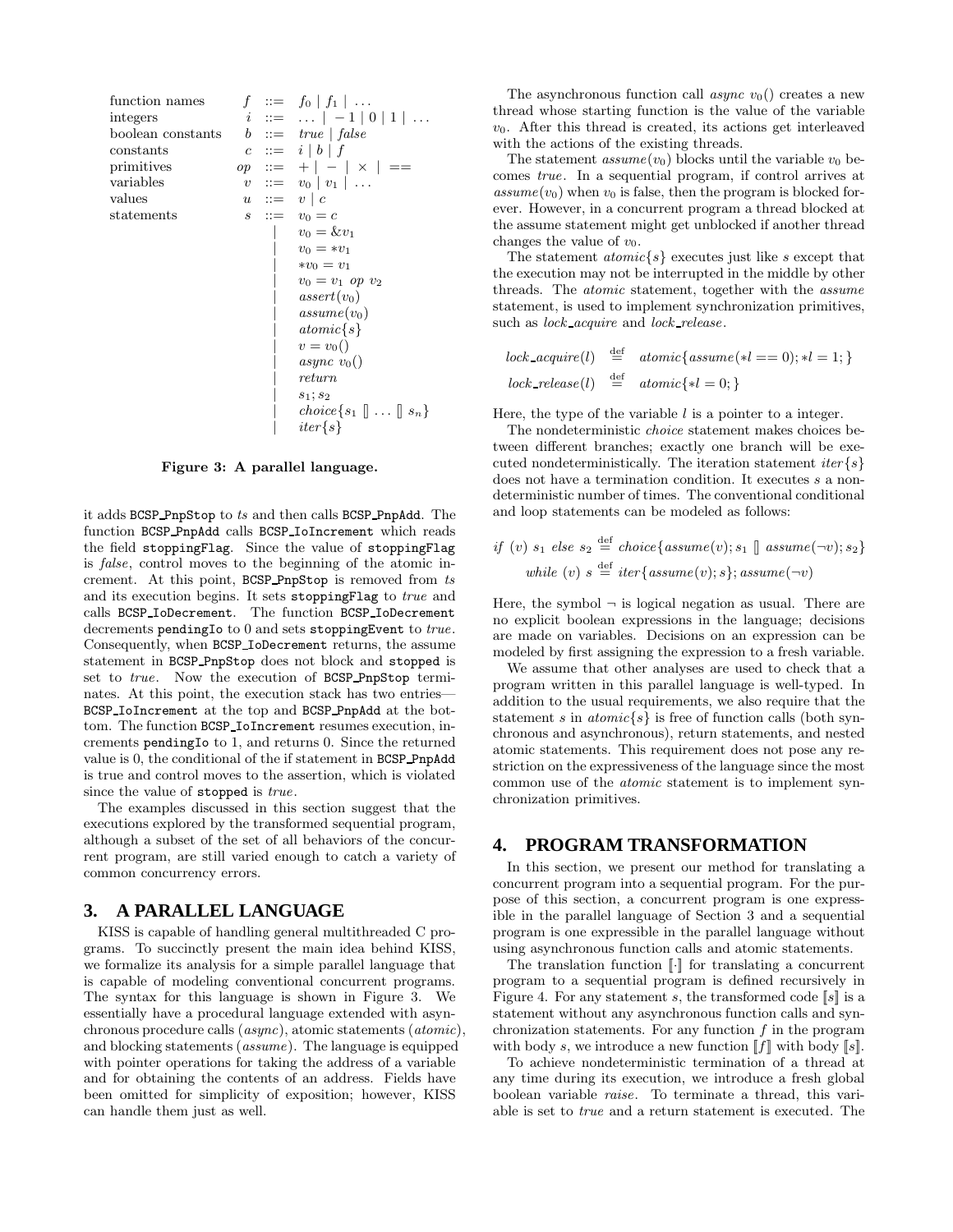$$
\begin{array}{llcl}
\text{function names} & f & ::= & f_0 \mid f_1 \mid \ldots \\
\text{integers} & i & ::= & \ldots \mid -1 \mid 0 \mid 1 \mid \ldots \\
\text{boolean constants} & b & ::= & \mathit{true} \mid \mathit{false} \\
\text{constants} & c & ::= & i \mid b \mid f \\
\text{primitives} & op & ::= & + \mid - \mid \times \mid == \\
\text{variables} & v & ::= & v_0 \mid v_1 \mid \ldots \\
\text{values} & u & ::= & v \mid c \\
\text{statements} & s & ::= & v_0 = c \\
 & & \mid & v_0 = \&v_1 \\
 & & \mid & v_0 = *v_1 \\
 & & \mid & *v_0 = v_1 \\
 & & \mid & v_0 = v_1 \ op \ v_2 \\
 & & \mid & \mathit{assert}(v_0) \\
 & & \mid & \mathit{assume}(v_0) \\
 & & \mid & \mathit{atomic}\{s\} \\
 & & \mid & v = v_0() \\
 & & \mid & \mathit{async}\ v_0() \\
 & & \mid & \mathit{return} \\
 & & \mid & s_1; s_2 \\
 & & \mid & \mathit{choice}\{s_1 \ [\!] \ \ldots \ [\!] \ s_n\} \\
 & & \mid & \mathit{iter}\{s\}
\end{array}
$$

**Figure 3: A parallel language.**

it adds BCSP_PnpStop to *ts* and then calls BCSP_PnpAdd. The function BCSP_PnpAdd calls BCSP_IoIncrement which reads the field stoppingFlag. Since the value of stoppingFlag is *false*, control moves to the beginning of the atomic increment. At this point, BCSP_PnpStop is removed from *ts* and its execution begins. It sets stoppingFlag to *true* and calls BCSP_IoDecrement. The function BCSP_IoDecrement decrements pendingIo to 0 and sets stoppingEvent to *true*. Consequently, when BCSP_IoDecrement returns, the assume statement in BCSP_PnpStop does not block and stopped is set to *true*. Now the execution of BCSP_PnpStop terminates. At this point, the execution stack has two entries—BCSP_IoIncrement at the top and BCSP_PnpAdd at the bottom. The function BCSP_IoIncrement resumes execution, increments pendingIo to 1, and returns 0. Since the returned value is 0, the conditional of the if statement in BCSP_PnpAdd is true and control moves to the assertion, which is violated since the value of stopped is *true*.

The examples discussed in this section suggest that the executions explored by the transformed sequential program, although a subset of the set of all behaviors of the concurrent program, are still varied enough to catch a variety of common concurrency errors.

# 3. A PARALLEL LANGUAGE

KISS is capable of handling general multithreaded C programs. To succinctly present the main idea behind KISS, we formalize its analysis for a simple parallel language that is capable of modeling conventional concurrent programs. The syntax for this language is shown in Figure 3. We essentially have a procedural language extended with asynchronous procedure calls (*async*), atomic statements (*atomic*), and blocking statements (*assume*). The language is equipped with pointer operations for taking the address of a variable and for obtaining the contents of an address. Fields have been omitted for simplicity of exposition; however, KISS can handle them just as well.

The asynchronous function call *async* $v_0()$ creates a new thread whose starting function is the value of the variable $v_0$. After this thread is created, its actions get interleaved with the actions of the existing threads.

The statement $\mathit{assume}(v_0)$ blocks until the variable $v_0$ becomes *true*. In a sequential program, if control arrives at $\mathit{assume}(v_0)$ when $v_0$ is false, then the program is blocked forever. However, in a concurrent program a thread blocked at the assume statement might get unblocked if another thread changes the value of $v_0$.

The statement $\mathit{atomic}\{s\}$ executes just like $s$ except that the execution may not be interrupted in the middle by other threads. The *atomic* statement, together with the *assume* statement, is used to implement synchronization primitives, such as *lock_acquire* and *lock_release*.

$$
\begin{array}{lcl}
\mathit{lock\_acquire}(l) & \stackrel{\text{def}}{=} & \mathit{atomic}\{\mathit{assume}(*l == 0); *l = 1;\} \\
\mathit{lock\_release}(l) & \stackrel{\text{def}}{=} & \mathit{atomic}\{*l = 0;\}
\end{array}
$$

Here, the type of the variable $l$ is a pointer to a integer.

The nondeterministic *choice* statement makes choices between different branches; exactly one branch will be executed nondeterministically. The iteration statement $\mathit{iter}\{s\}$ does not have a termination condition. It executes $s$ a nondeterministic number of times. The conventional conditional and loop statements can be modeled as follows:

$$
\begin{array}{c}
\mathit{if}\ (v)\ s_1\ \mathit{else}\ s_2 \stackrel{\text{def}}{=} \mathit{choice}\{\mathit{assume}(v); s_1 \ [\!] \ \mathit{assume}(\neg v); s_2\} \\
\mathit{while}\ (v)\ s \stackrel{\text{def}}{=} \mathit{iter}\{\mathit{assume}(v); s\}; \mathit{assume}(\neg v)
\end{array}
$$

Here, the symbol $\neg$ is logical negation as usual. There are no explicit boolean expressions in the language; decisions are made on variables. Decisions on an expression can be modeled by first assigning the expression to a fresh variable.

We assume that other analyses are used to check that a program written in this parallel language is well-typed. In addition to the usual requirements, we also require that the statement $s$ in $\mathit{atomic}\{s\}$ is free of function calls (both synchronous and asynchronous), return statements, and nested atomic statements. This requirement does not pose any restriction on the expressiveness of the language since the most common use of the *atomic* statement is to implement synchronization primitives.

# 4. PROGRAM TRANSFORMATION

In this section, we present our method for translating a concurrent program into a sequential program. For the purpose of this section, a concurrent program is one expressible in the parallel language of Section 3 and a sequential program is one expressible in the parallel language without using asynchronous function calls and atomic statements.

The translation function $[\![\cdot]\!]$ for translating a concurrent program to a sequential program is defined recursively in Figure 4. For any statement $s$, the transformed code $[\![s]\!]$ is a statement without any asynchronous function calls and synchronization statements. For any function $f$ in the program with body $s$, we introduce a new function $[\![f]\!]$ with body $[\![s]\!]$.

To achieve nondeterministic termination of a thread at any time during its execution, we introduce a fresh global boolean variable *raise*. To terminate a thread, this variable is set to *true* and a return statement is executed. The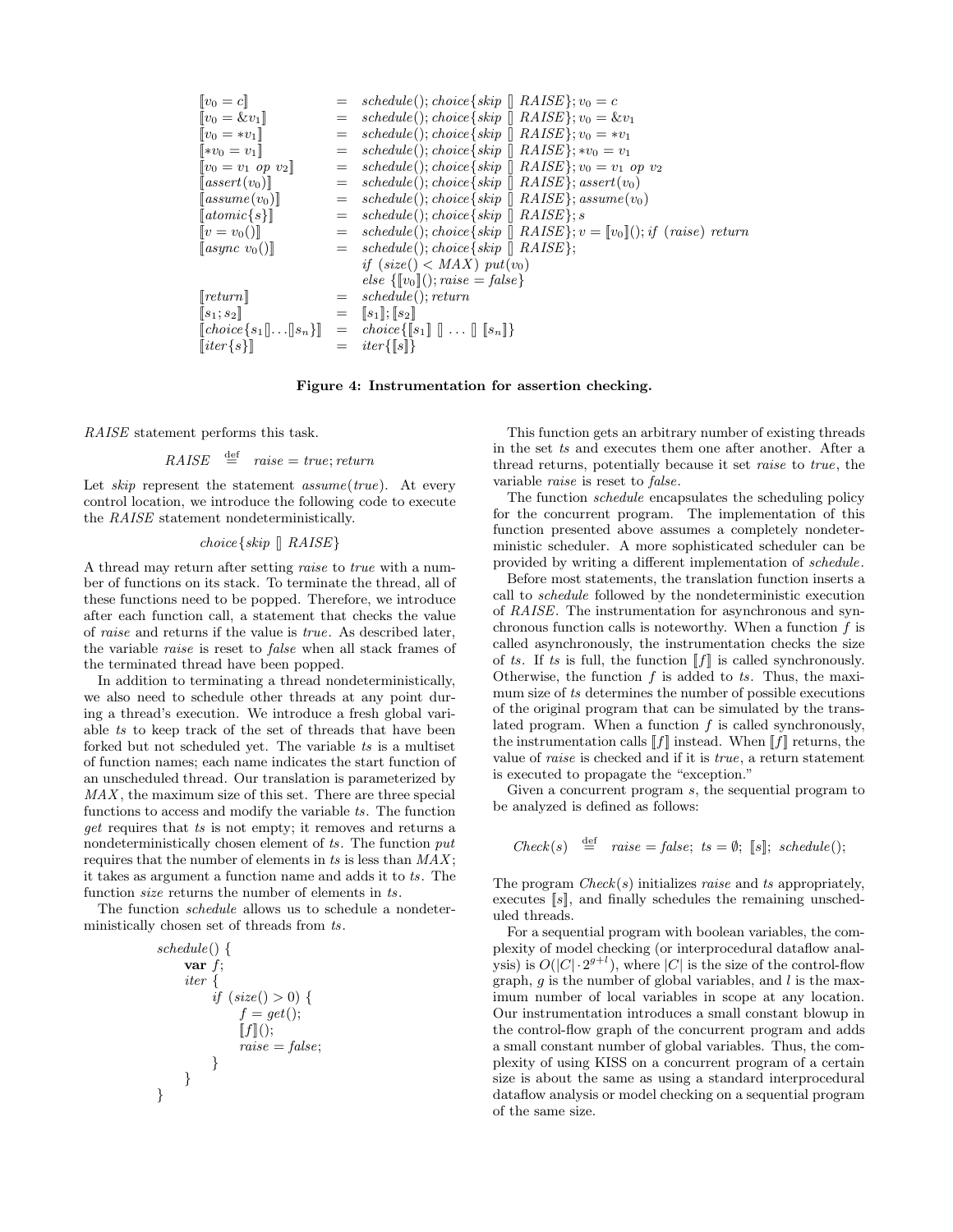$$
\begin{array}{lcl}
[\![v_0 = c]\!] & = & schedule(); choice\{skip \; [\!] \; RAISE\}; v_0 = c \\
[\![v_0 = \&v_1]\!] & = & schedule(); choice\{skip \; [\!] \; RAISE\}; v_0 = \&v_1 \\
[\![v_0 = *v_1]\!] & = & schedule(); choice\{skip \; [\!] \; RAISE\}; v_0 = *v_1 \\
[\![*v_0 = v_1]\!] & = & schedule(); choice\{skip \; [\!] \; RAISE\}; *v_0 = v_1 \\
[\![v_0 = v_1 \; op \; v_2]\!] & = & schedule(); choice\{skip \; [\!] \; RAISE\}; v_0 = v_1 \; op \; v_2 \\
[\![assert(v_0)]\!] & = & schedule(); choice\{skip \; [\!] \; RAISE\}; assert(v_0) \\
[\![assume(v_0)]\!] & = & schedule(); choice\{skip \; [\!] \; RAISE\}; assume(v_0) \\
[\![atomic\{s\}]\!] & = & schedule(); choice\{skip \; [\!] \; RAISE\}; s \\
[\![v = v_0()]\!] & = & schedule(); choice\{skip \; [\!] \; RAISE\}; v = [\![v_0]\!](); if \; (raise) \; return \\
[\![async \; v_0()]\!] & = & schedule(); choice\{skip \; [\!] \; RAISE\}; \\
 & & if \; (size() < MAX) \; put(v_0) \\
 & & else \; \{[\![v_0]\!](); raise = false\} \\
[\![return]\!] & = & schedule(); return \\
[\![s_1; s_2]\!] & = & [\![s_1]\!]; [\![s_2]\!] \\
[\![choice\{s_1 [\!] \ldots [\!] s_n\}]\!] & = & choice\{[\![s_1]\!] \; [\!] \; \ldots \; [\!] \; [\![s_n]\!]\} \\
[\![iter\{s\}]\!] & = & iter\{[\![s]\!]\}
\end{array}
$$

**Figure 4: Instrumentation for assertion checking.**

*RAISE* statement performs this task.

$$RAISE \stackrel{\text{def}}{=} raise = true; return$$

Let *skip* represent the statement *assume*(*true*). At every control location, we introduce the following code to execute the *RAISE* statement nondeterministically.

$$choice\{skip \; [\!] \; RAISE\}$$

A thread may return after setting *raise* to *true* with a number of functions on its stack. To terminate the thread, all of these functions need to be popped. Therefore, we introduce after each function call, a statement that checks the value of *raise* and returns if the value is *true*. As described later, the variable *raise* is reset to *false* when all stack frames of the terminated thread have been popped.

In addition to terminating a thread nondeterministically, we also need to schedule other threads at any point during a thread's execution. We introduce a fresh global variable *ts* to keep track of the set of threads that have been forked but not scheduled yet. The variable *ts* is a multiset of function names; each name indicates the start function of an unscheduled thread. Our translation is parameterized by *MAX*, the maximum size of this set. There are three special functions to access and modify the variable *ts*. The function *get* requires that *ts* is not empty; it removes and returns a nondeterministically chosen element of *ts*. The function *put* requires that the number of elements in *ts* is less than *MAX*; it takes as argument a function name and adds it to *ts*. The function *size* returns the number of elements in *ts*.

The function *schedule* allows us to schedule a nondeterministically chosen set of threads from *ts*.

```
schedule() {
    var f;
    iter {
        if (size() > 0) {
            f = get();
            [[f]]();
            raise = false;
        }
    }
}
```

This function gets an arbitrary number of existing threads in the set *ts* and executes them one after another. After a thread returns, potentially because it set *raise* to *true*, the variable *raise* is reset to *false*.

The function *schedule* encapsulates the scheduling policy for the concurrent program. The implementation of this function presented above assumes a completely nondeterministic scheduler. A more sophisticated scheduler can be provided by writing a different implementation of *schedule*.

Before most statements, the translation function inserts a call to *schedule* followed by the nondeterministic execution of *RAISE*. The instrumentation for asynchronous and synchronous function calls is noteworthy. When a function $f$ is called asynchronously, the instrumentation checks the size of *ts*. If *ts* is full, the function $[\![f]\!]$ is called synchronously. Otherwise, the function $f$ is added to *ts*. Thus, the maximum size of *ts* determines the number of possible executions of the original program that can be simulated by the translated program. When a function $f$ is called synchronously, the instrumentation calls $[\![f]\!]$ instead. When $[\![f]\!]$ returns, the value of *raise* is checked and if it is *true*, a return statement is executed to propagate the "exception."

Given a concurrent program $s$, the sequential program to be analyzed is defined as follows:

$$Check(s) \stackrel{\text{def}}{=} raise = false; \; ts = \emptyset; \; [\![s]\!]; \; schedule();$$

The program *Check*($s$) initializes *raise* and *ts* appropriately, executes $[\![s]\!]$, and finally schedules the remaining unscheduled threads.

For a sequential program with boolean variables, the complexity of model checking (or interprocedural dataflow analysis) is $O(|C| \cdot 2^{g+l})$, where $|C|$ is the size of the control-flow graph, $g$ is the number of global variables, and $l$ is the maximum number of local variables in scope at any location. Our instrumentation introduces a small constant blowup in the control-flow graph of the concurrent program and adds a small constant number of global variables. Thus, the complexity of using KISS on a concurrent program of a certain size is about the same as using a standard interprocedural dataflow analysis or model checking on a sequential program of the same size.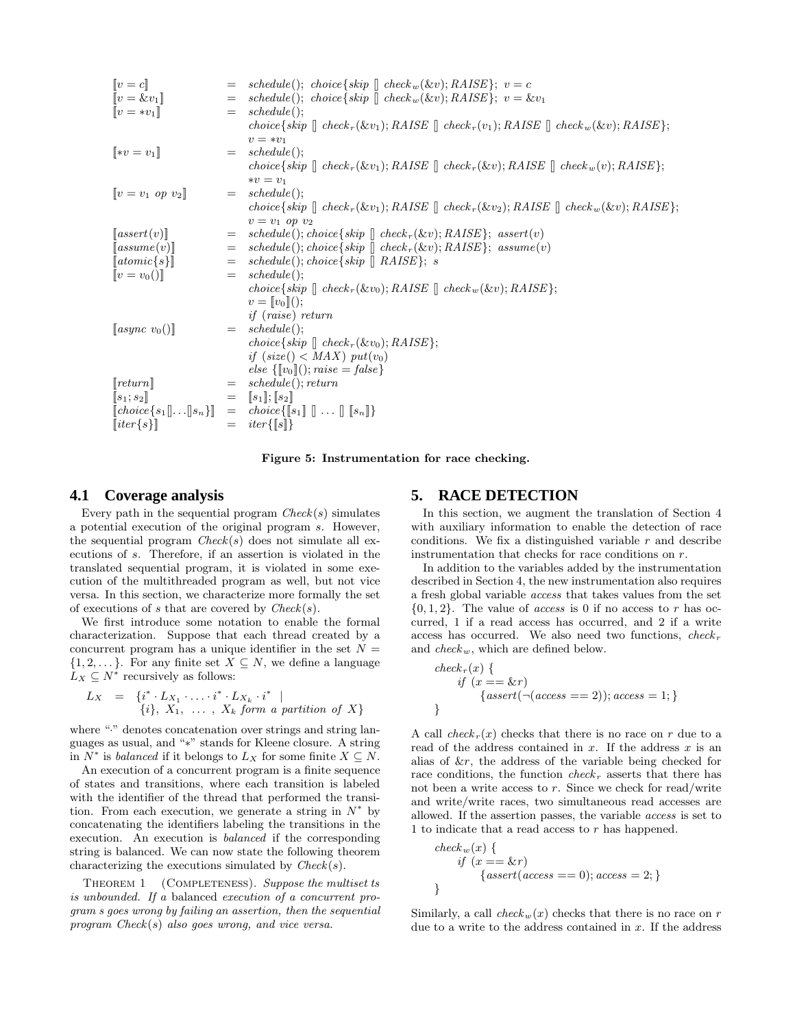$$
\begin{array}{lll}
[\![v = c]\!] & = & schedule();\ choice\{skip\ [\!]\ check_w(\&v); RAISE\};\ v = c \\
[\![v = \&v_1]\!] & = & schedule();\ choice\{skip\ [\!]\ check_w(\&v); RAISE\};\ v = \&v_1 \\
[\![v = *v_1]\!] & = & schedule(); \\
 & & choice\{skip\ [\!]\ check_r(\&v_1); RAISE\ [\!]\ check_r(v_1); RAISE\ [\!]\ check_w(\&v); RAISE\}; \\
 & & v = *v_1 \\
[\![*v = v_1]\!] & = & schedule(); \\
 & & choice\{skip\ [\!]\ check_r(\&v_1); RAISE\ [\!]\ check_r(\&v); RAISE\ [\!]\ check_w(v); RAISE\}; \\
 & & *v = v_1 \\
[\![v = v_1\ op\ v_2]\!] & = & schedule(); \\
 & & choice\{skip\ [\!]\ check_r(\&v_1); RAISE\ [\!]\ check_r(\&v_2); RAISE\ [\!]\ check_w(\&v); RAISE\}; \\
 & & v = v_1\ op\ v_2 \\
[\![assert(v)]\!] & = & schedule(); choice\{skip\ [\!]\ check_r(\&v); RAISE\};\ assert(v) \\
[\![assume(v)]\!] & = & schedule(); choice\{skip\ [\!]\ check_r(\&v); RAISE\};\ assume(v) \\
[\![atomic\{s\}]\!] & = & schedule(); choice\{skip\ [\!]\ RAISE\};\ s \\
[\![v = v_0()]\!] & = & schedule(); \\
 & & choice\{skip\ [\!]\ check_r(\&v_0); RAISE\ [\!]\ check_w(\&v); RAISE\}; \\
 & & v = [\![v_0]\!](); \\
 & & if\ (raise)\ return \\
[\![async\ v_0()]\!] & = & schedule(); \\
 & & choice\{skip\ [\!]\ check_r(\&v_0); RAISE\}; \\
 & & if\ (size() < MAX)\ put(v_0) \\
 & & else\ \{[\![v_0]\!](); raise = false\} \\
[\![return]\!] & = & schedule(); return \\
[\![s_1; s_2]\!] & = & [\![s_1]\!]; [\![s_2]\!] \\
[\![choice\{s_1 [\!] \ldots [\!] s_n\}]\!] & = & choice\{[\![s_1]\!]\ [\!]\ \ldots\ [\!]\ [\![s_n]\!]\} \\
[\![iter\{s\}]\!] & = & iter\{[\![s]\!]\}
\end{array}
$$

**Figure 5: Instrumentation for race checking.**

## 4.1 Coverage analysis

Every path in the sequential program $Check(s)$ simulates a potential execution of the original program $s$. However, the sequential program $Check(s)$ does not simulate all executions of $s$. Therefore, if an assertion is violated in the translated sequential program, it is violated in some execution of the multithreaded program as well, but not vice versa. In this section, we characterize more formally the set of executions of $s$ that are covered by $Check(s)$.

We first introduce some notation to enable the formal characterization. Suppose that each thread created by a concurrent program has a unique identifier in the set $N = \{1, 2, \ldots\}$. For any finite set $X \subseteq N$, we define a language $L_X \subseteq N^*$ recursively as follows:

$$
L_X \;=\; \{ i^* \cdot L_{X_1} \cdot \ldots \cdot i^* \cdot L_{X_k} \cdot i^* \;\mid\; \{i\},\ X_1,\ \ldots\ ,\ X_k \text{ form a partition of } X \}
$$

where "$\cdot$" denotes concatenation over strings and string languages as usual, and "$*$" stands for Kleene closure. A string in $N^*$ is *balanced* if it belongs to $L_X$ for some finite $X \subseteq N$.

An execution of a concurrent program is a finite sequence of states and transitions, where each transition is labeled with the identifier of the thread that performed the transition. From each execution, we generate a string in $N^*$ by concatenating the identifiers labeling the transitions in the execution. An execution is *balanced* if the corresponding string is balanced. We can now state the following theorem characterizing the executions simulated by $Check(s)$.

THEOREM 1 (COMPLETENESS). *Suppose the multiset ts is unbounded. If a* balanced *execution of a concurrent program s goes wrong by failing an assertion, then the sequential program Check(s) also goes wrong, and vice versa.*

# 5. RACE DETECTION

In this section, we augment the translation of Section 4 with auxiliary information to enable the detection of race conditions. We fix a distinguished variable $r$ and describe instrumentation that checks for race conditions on $r$.

In addition to the variables added by the instrumentation described in Section 4, the new instrumentation also requires a fresh global variable *access* that takes values from the set $\{0, 1, 2\}$. The value of *access* is 0 if no access to $r$ has occurred, 1 if a read access has occurred, and 2 if a write access has occurred. We also need two functions, $check_r$ and $check_w$, which are defined below.

```
check_r(x) {
    if (x == &r)
        {assert(¬(access == 2)); access = 1;}
}
```

A call $check_r(x)$ checks that there is no race on $r$ due to a read of the address contained in $x$. If the address $x$ is an alias of $\&r$, the address of the variable being checked for race conditions, the function $check_r$ asserts that there has not been a write access to $r$. Since we check for read/write and write/write races, two simultaneous read accesses are allowed. If the assertion passes, the variable *access* is set to 1 to indicate that a read access to $r$ has happened.

```
check_w(x) {
    if (x == &r)
        {assert(access == 0); access = 2;}
}
```

Similarly, a call $check_w(x)$ checks that there is no race on $r$ due to a write to the address contained in $x$. If the address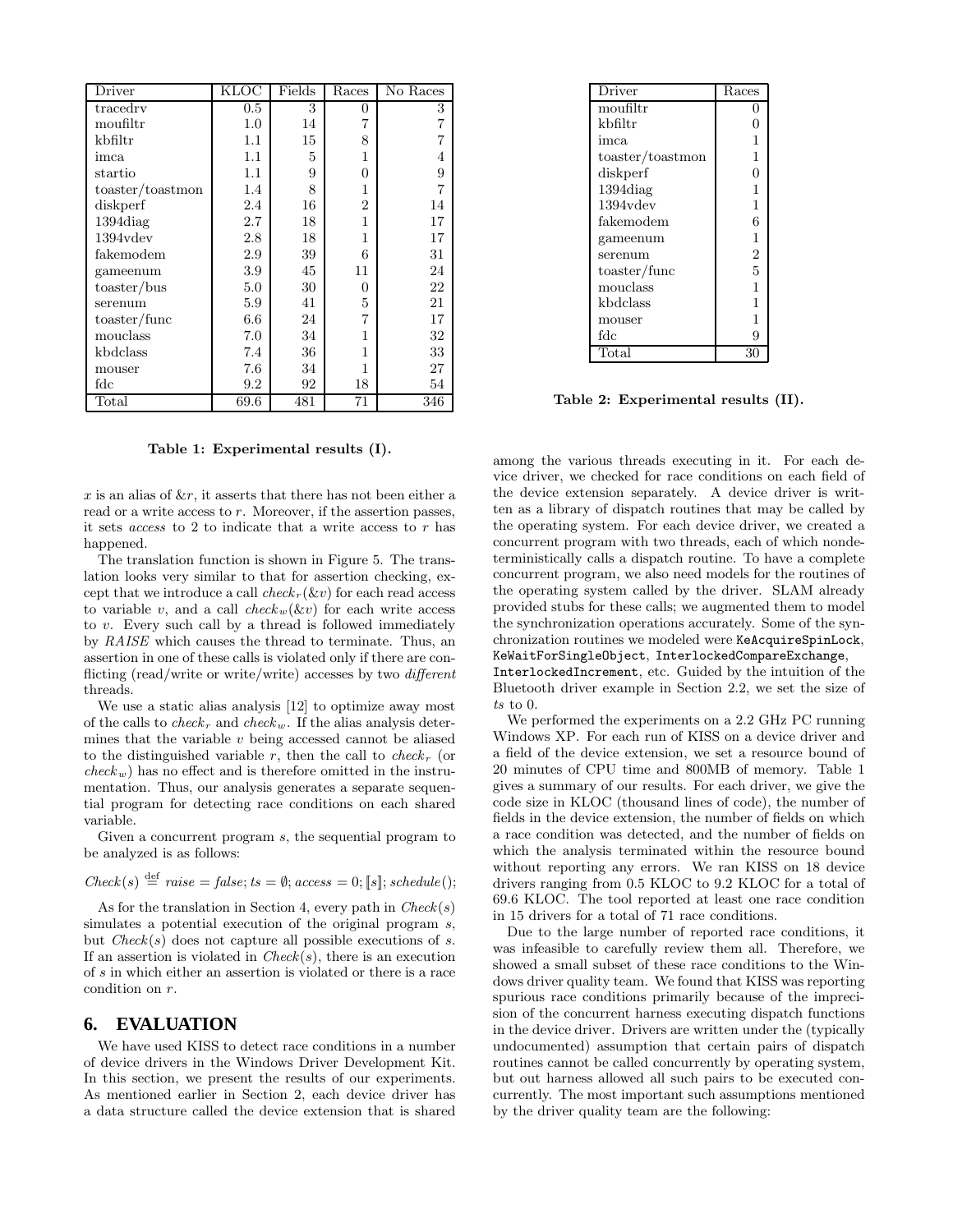| Driver | KLOC | Fields | Races | No Races |
|---|---|---|---|---|
| tracedrv | 0.5 | 3 | 0 | 3 |
| moufiltr | 1.0 | 14 | 7 | 7 |
| kbfiltr | 1.1 | 15 | 8 | 7 |
| imca | 1.1 | 5 | 1 | 4 |
| startio | 1.1 | 9 | 0 | 9 |
| toaster/toastmon | 1.4 | 8 | 1 | 7 |
| diskperf | 2.4 | 16 | 2 | 14 |
| 1394diag | 2.7 | 18 | 1 | 17 |
| 1394vdev | 2.8 | 18 | 1 | 17 |
| fakemodem | 2.9 | 39 | 6 | 31 |
| gameenum | 3.9 | 45 | 11 | 24 |
| toaster/bus | 5.0 | 30 | 0 | 22 |
| serenum | 5.9 | 41 | 5 | 21 |
| toaster/func | 6.6 | 24 | 7 | 17 |
| mouclass | 7.0 | 34 | 1 | 32 |
| kbdclass | 7.4 | 36 | 1 | 33 |
| mouser | 7.6 | 34 | 1 | 27 |
| fdc | 9.2 | 92 | 18 | 54 |
| Total | 69.6 | 481 | 71 | 346 |

**Table 1: Experimental results (I).**

| Driver | Races |
|---|---|
| moufiltr | 0 |
| kbfiltr | 0 |
| imca | 1 |
| toaster/toastmon | 1 |
| diskperf | 0 |
| 1394diag | 1 |
| 1394vdev | 1 |
| fakemodem | 6 |
| gameenum | 1 |
| serenum | 2 |
| toaster/func | 5 |
| mouclass | 1 |
| kbdclass | 1 |
| mouser | 1 |
| fdc | 9 |
| Total | 30 |

**Table 2: Experimental results (II).**

$x$ is an alias of $\&r$, it asserts that there has not been either a read or a write access to $r$. Moreover, if the assertion passes, it sets *access* to 2 to indicate that a write access to $r$ has happened.

The translation function is shown in Figure 5. The translation looks very similar to that for assertion checking, except that we introduce a call $check_r(\&v)$ for each read access to variable $v$, and a call $check_w(\&v)$ for each write access to $v$. Every such call by a thread is followed immediately by *RAISE* which causes the thread to terminate. Thus, an assertion in one of these calls is violated only if there are conflicting (read/write or write/write) accesses by two *different* threads.

We use a static alias analysis [12] to optimize away most of the calls to $check_r$ and $check_w$. If the alias analysis determines that the variable $v$ being accessed cannot be aliased to the distinguished variable $r$, then the call to $check_r$ (or $check_w$) has no effect and is therefore omitted in the instrumentation. Thus, our analysis generates a separate sequential program for detecting race conditions on each shared variable.

Given a concurrent program $s$, the sequential program to be analyzed is as follows:

$$Check(s) \stackrel{\text{def}}{=} raise = false; ts = \emptyset; access = 0; [\![s]\!]; schedule();$$

As for the translation in Section 4, every path in $Check(s)$ simulates a potential execution of the original program $s$, but $Check(s)$ does not capture all possible executions of $s$. If an assertion is violated in $Check(s)$, there is an execution of $s$ in which either an assertion is violated or there is a race condition on $r$.

## 6. EVALUATION

We have used KISS to detect race conditions in a number of device drivers in the Windows Driver Development Kit. In this section, we present the results of our experiments. As mentioned earlier in Section 2, each device driver has a data structure called the device extension that is shared among the various threads executing in it. For each device driver, we checked for race conditions on each field of the device extension separately. A device driver is written as a library of dispatch routines that may be called by the operating system. For each device driver, we created a concurrent program with two threads, each of which nondeterministically calls a dispatch routine. To have a complete concurrent program, we also need models for the routines of the operating system called by the driver. SLAM already provided stubs for these calls; we augmented them to model the synchronization operations accurately. Some of the synchronization routines we modeled were `KeAcquireSpinLock`, `KeWaitForSingleObject`, `InterlockedCompareExchange`, `InterlockedIncrement`, etc. Guided by the intuition of the Bluetooth driver example in Section 2.2, we set the size of *ts* to 0.

We performed the experiments on a 2.2 GHz PC running Windows XP. For each run of KISS on a device driver and a field of the device extension, we set a resource bound of 20 minutes of CPU time and 800MB of memory. Table 1 gives a summary of our results. For each driver, we give the code size in KLOC (thousand lines of code), the number of fields in the device extension, the number of fields on which a race condition was detected, and the number of fields on which the analysis terminated within the resource bound without reporting any errors. We ran KISS on 18 device drivers ranging from 0.5 KLOC to 9.2 KLOC for a total of 69.6 KLOC. The tool reported at least one race condition in 15 drivers for a total of 71 race conditions.

Due to the large number of reported race conditions, it was infeasible to carefully review them all. Therefore, we showed a small subset of these race conditions to the Windows driver quality team. We found that KISS was reporting spurious race conditions primarily because of the imprecision of the concurrent harness executing dispatch functions in the device driver. Drivers are written under the (typically undocumented) assumption that certain pairs of dispatch routines cannot be called concurrently by operating system, but out harness allowed all such pairs to be executed concurrently. The most important such assumptions mentioned by the driver quality team are the following: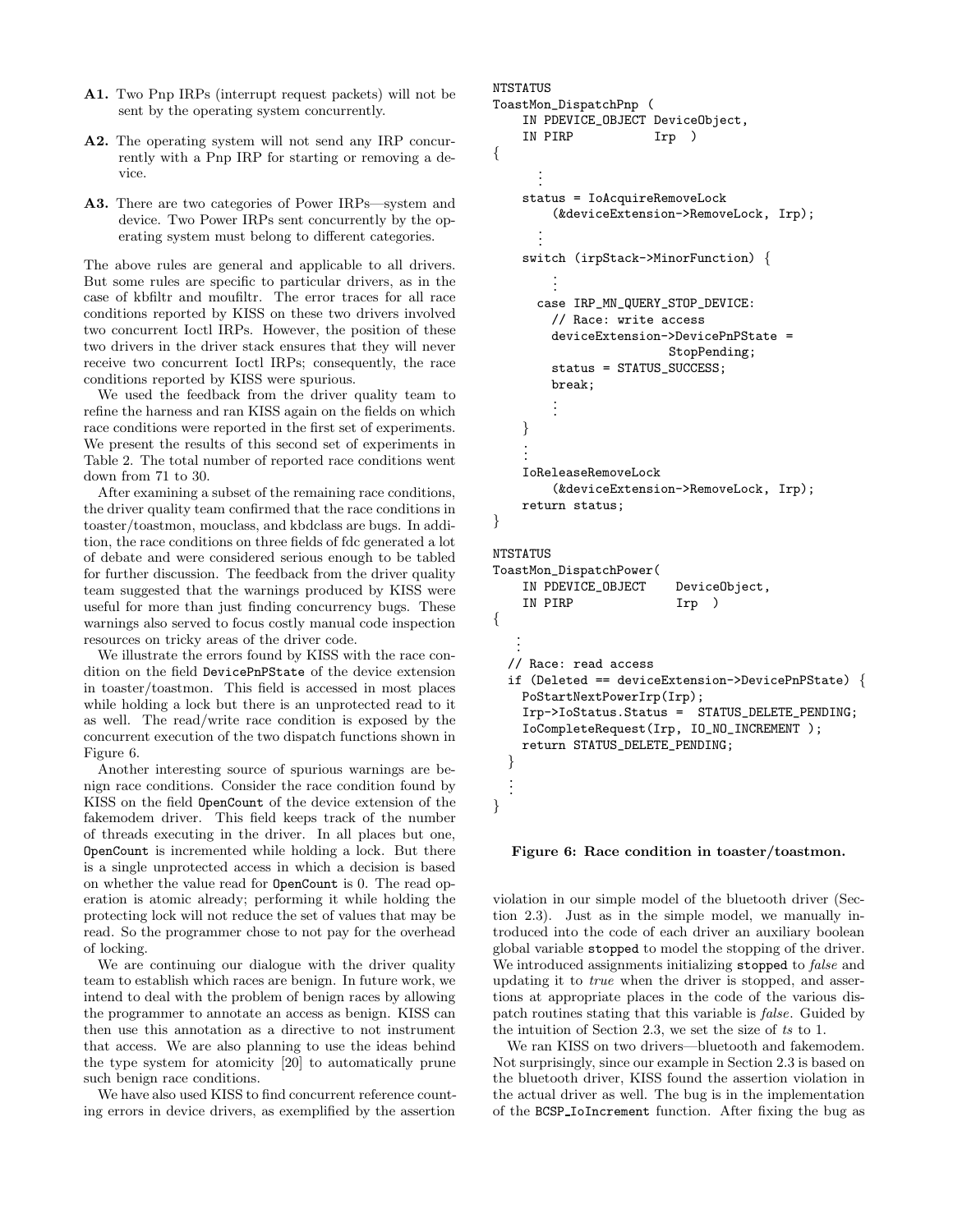**A1.** Two Pnp IRPs (interrupt request packets) will not be sent by the operating system concurrently.

**A2.** The operating system will not send any IRP concurrently with a Pnp IRP for starting or removing a device.

**A3.** There are two categories of Power IRPs—system and device. Two Power IRPs sent concurrently by the operating system must belong to different categories.

The above rules are general and applicable to all drivers. But some rules are specific to particular drivers, as in the case of kbfiltr and moufiltr. The error traces for all race conditions reported by KISS on these two drivers involved two concurrent Ioctl IRPs. However, the position of these two drivers in the driver stack ensures that they will never receive two concurrent Ioctl IRPs; consequently, the race conditions reported by KISS were spurious.

We used the feedback from the driver quality team to refine the harness and ran KISS again on the fields on which race conditions were reported in the first set of experiments. We present the results of this second set of experiments in Table 2. The total number of reported race conditions went down from 71 to 30.

After examining a subset of the remaining race conditions, the driver quality team confirmed that the race conditions in toaster/toastmon, mouclass, and kbdclass are bugs. In addition, the race conditions on three fields of fdc generated a lot of debate and were considered serious enough to be tabled for further discussion. The feedback from the driver quality team suggested that the warnings produced by KISS were useful for more than just finding concurrency bugs. These warnings also served to focus costly manual code inspection resources on tricky areas of the driver code.

We illustrate the errors found by KISS with the race condition on the field `DevicePnPState` of the device extension in toaster/toastmon. This field is accessed in most places while holding a lock but there is an unprotected read to it as well. The read/write race condition is exposed by the concurrent execution of the two dispatch functions shown in Figure 6.

Another interesting source of spurious warnings are benign race conditions. Consider the race condition found by KISS on the field `OpenCount` of the device extension of the fakemodem driver. This field keeps track of the number of threads executing in the driver. In all places but one, `OpenCount` is incremented while holding a lock. But there is a single unprotected access in which a decision is based on whether the value read for `OpenCount` is 0. The read operation is atomic already; performing it while holding the protecting lock will not reduce the set of values that may be read. So the programmer chose to not pay for the overhead of locking.

We are continuing our dialogue with the driver quality team to establish which races are benign. In future work, we intend to deal with the problem of benign races by allowing the programmer to annotate an access as benign. KISS can then use this annotation as a directive to not instrument that access. We are also planning to use the ideas behind the type system for atomicity [20] to automatically prune such benign race conditions.

We have also used KISS to find concurrent reference counting errors in device drivers, as exemplified by the assertion

```
NTSTATUS
ToastMon_DispatchPnp (
    IN PDEVICE_OBJECT DeviceObject,
    IN PIRP           Irp  )
{
      ⋮
    status = IoAcquireRemoveLock
        (&deviceExtension->RemoveLock, Irp);
      ⋮
    switch (irpStack->MinorFunction) {
        ⋮
      case IRP_MN_QUERY_STOP_DEVICE:
        // Race: write access
        deviceExtension->DevicePnPState =
                        StopPending;
        status = STATUS_SUCCESS;
        break;
        ⋮
    }
    ⋮
    IoReleaseRemoveLock
        (&deviceExtension->RemoveLock, Irp);
    return status;
}

NTSTATUS
ToastMon_DispatchPower(
    IN PDEVICE_OBJECT    DeviceObject,
    IN PIRP              Irp  )
{
   ⋮
  // Race: read access
  if (Deleted == deviceExtension->DevicePnPState) {
    PoStartNextPowerIrp(Irp);
    Irp->IoStatus.Status =  STATUS_DELETE_PENDING;
    IoCompleteRequest(Irp, IO_NO_INCREMENT );
    return STATUS_DELETE_PENDING;
  }
  ⋮
}
```

**Figure 6: Race condition in toaster/toastmon.**

violation in our simple model of the bluetooth driver (Section 2.3). Just as in the simple model, we manually introduced into the code of each driver an auxiliary boolean global variable `stopped` to model the stopping of the driver. We introduced assignments initializing `stopped` to *false* and updating it to *true* when the driver is stopped, and assertions at appropriate places in the code of the various dispatch routines stating that this variable is *false*. Guided by the intuition of Section 2.3, we set the size of *ts* to 1.

We ran KISS on two drivers—bluetooth and fakemodem. Not surprisingly, since our example in Section 2.3 is based on the bluetooth driver, KISS found the assertion violation in the actual driver as well. The bug is in the implementation of the `BCSP_IoIncrement` function. After fixing the bug as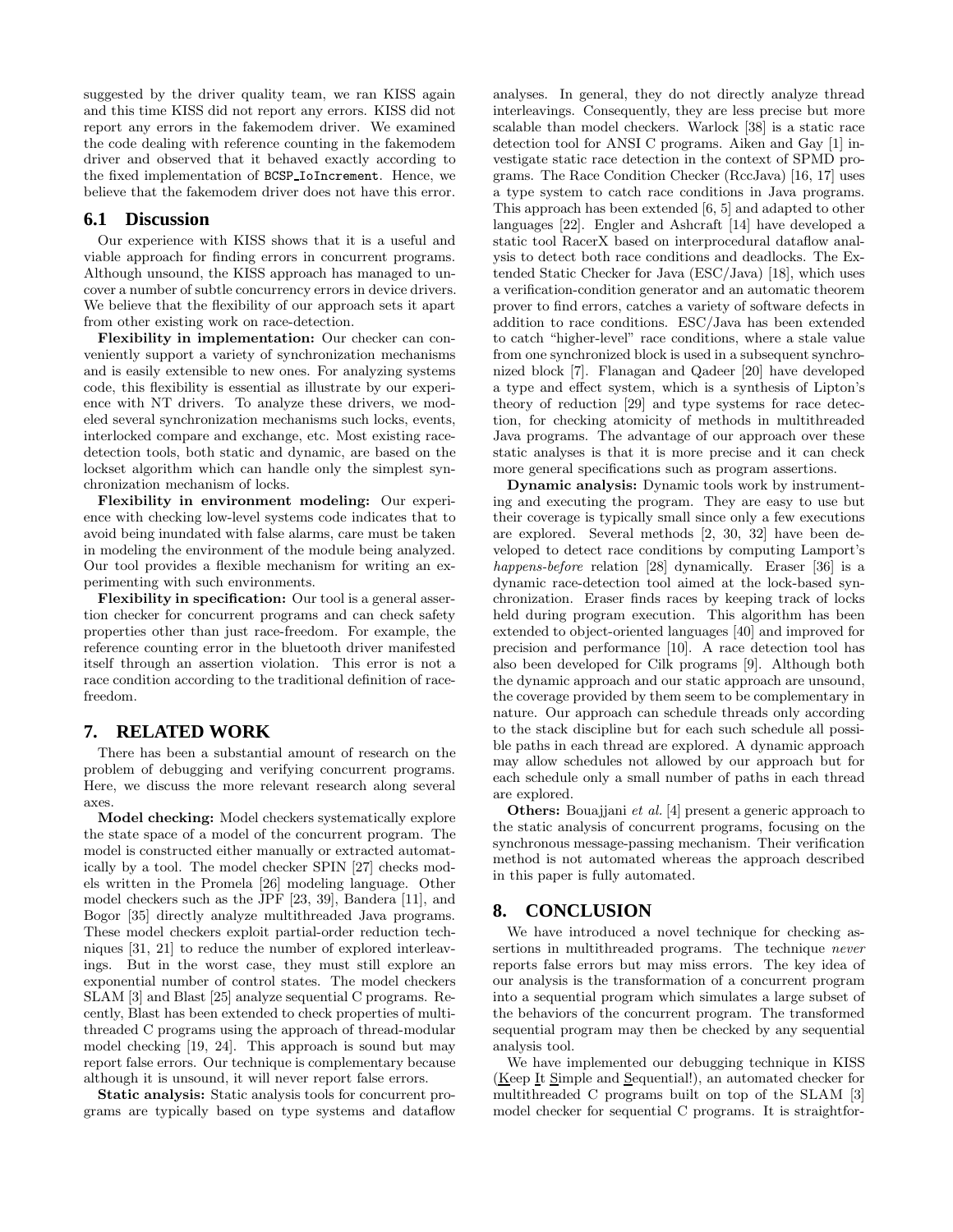suggested by the driver quality team, we ran KISS again and this time KISS did not report any errors. KISS did not report any errors in the fakemodem driver. We examined the code dealing with reference counting in the fakemodem driver and observed that it behaved exactly according to the fixed implementation of BCSP_IoIncrement. Hence, we believe that the fakemodem driver does not have this error.

## 6.1 Discussion

Our experience with KISS shows that it is a useful and viable approach for finding errors in concurrent programs. Although unsound, the KISS approach has managed to uncover a number of subtle concurrency errors in device drivers. We believe that the flexibility of our approach sets it apart from other existing work on race-detection.

**Flexibility in implementation:** Our checker can conveniently support a variety of synchronization mechanisms and is easily extensible to new ones. For analyzing systems code, this flexibility is essential as illustrate by our experience with NT drivers. To analyze these drivers, we modeled several synchronization mechanisms such locks, events, interlocked compare and exchange, etc. Most existing race-detection tools, both static and dynamic, are based on the lockset algorithm which can handle only the simplest synchronization mechanism of locks.

**Flexibility in environment modeling:** Our experience with checking low-level systems code indicates that to avoid being inundated with false alarms, care must be taken in modeling the environment of the module being analyzed. Our tool provides a flexible mechanism for writing an experimenting with such environments.

**Flexibility in specification:** Our tool is a general assertion checker for concurrent programs and can check safety properties other than just race-freedom. For example, the reference counting error in the bluetooth driver manifested itself through an assertion violation. This error is not a race condition according to the traditional definition of race-freedom.

# 7. RELATED WORK

There has been a substantial amount of research on the problem of debugging and verifying concurrent programs. Here, we discuss the more relevant research along several axes.

**Model checking:** Model checkers systematically explore the state space of a model of the concurrent program. The model is constructed either manually or extracted automatically by a tool. The model checker SPIN [27] checks models written in the Promela [26] modeling language. Other model checkers such as the JPF [23, 39], Bandera [11], and Bogor [35] directly analyze multithreaded Java programs. These model checkers exploit partial-order reduction techniques [31, 21] to reduce the number of explored interleavings. But in the worst case, they must still explore an exponential number of control states. The model checkers SLAM [3] and Blast [25] analyze sequential C programs. Recently, Blast has been extended to check properties of multithreaded C programs using the approach of thread-modular model checking [19, 24]. This approach is sound but may report false errors. Our technique is complementary because although it is unsound, it will never report false errors.

**Static analysis:** Static analysis tools for concurrent programs are typically based on type systems and dataflow analyses. In general, they do not directly analyze thread interleavings. Consequently, they are less precise but more scalable than model checkers. Warlock [38] is a static race detection tool for ANSI C programs. Aiken and Gay [1] investigate static race detection in the context of SPMD programs. The Race Condition Checker (RccJava) [16, 17] uses a type system to catch race conditions in Java programs. This approach has been extended [6, 5] and adapted to other languages [22]. Engler and Ashcraft [14] have developed a static tool RacerX based on interprocedural dataflow analysis to detect both race conditions and deadlocks. The Extended Static Checker for Java (ESC/Java) [18], which uses a verification-condition generator and an automatic theorem prover to find errors, catches a variety of software defects in addition to race conditions. ESC/Java has been extended to catch "higher-level" race conditions, where a stale value from one synchronized block is used in a subsequent synchronized block [7]. Flanagan and Qadeer [20] have developed a type and effect system, which is a synthesis of Lipton's theory of reduction [29] and type systems for race detection, for checking atomicity of methods in multithreaded Java programs. The advantage of our approach over these static analyses is that it is more precise and it can check more general specifications such as program assertions.

**Dynamic analysis:** Dynamic tools work by instrumenting and executing the program. They are easy to use but their coverage is typically small since only a few executions are explored. Several methods [2, 30, 32] have been developed to detect race conditions by computing Lamport's *happens-before* relation [28] dynamically. Eraser [36] is a dynamic race-detection tool aimed at the lock-based synchronization. Eraser finds races by keeping track of locks held during program execution. This algorithm has been extended to object-oriented languages [40] and improved for precision and performance [10]. A race detection tool has also been developed for Cilk programs [9]. Although both the dynamic approach and our static approach are unsound, the coverage provided by them seem to be complementary in nature. Our approach can schedule threads only according to the stack discipline but for each such schedule all possible paths in each thread are explored. A dynamic approach may allow schedules not allowed by our approach but for each schedule only a small number of paths in each thread are explored.

**Others:** Bouajjani *et al.* [4] present a generic approach to the static analysis of concurrent programs, focusing on the synchronous message-passing mechanism. Their verification method is not automated whereas the approach described in this paper is fully automated.

# 8. CONCLUSION

We have introduced a novel technique for checking assertions in multithreaded programs. The technique *never* reports false errors but may miss errors. The key idea of our analysis is the transformation of a concurrent program into a sequential program which simulates a large subset of the behaviors of the concurrent program. The transformed sequential program may then be checked by any sequential analysis tool.

We have implemented our debugging technique in KISS (Keep It Simple and Sequential!), an automated checker for multithreaded C programs built on top of the SLAM [3] model checker for sequential C programs. It is straightfor-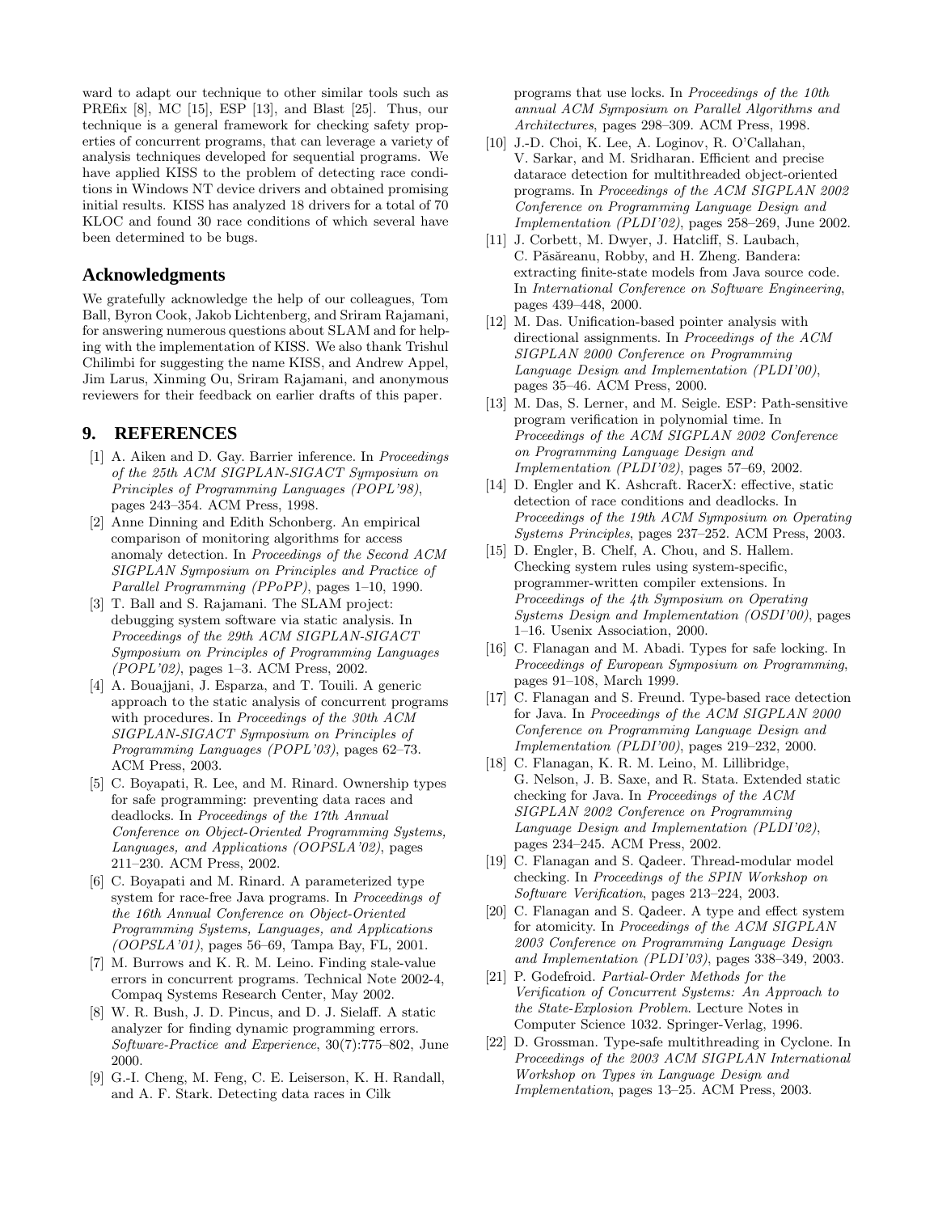ward to adapt our technique to other similar tools such as PREfix [8], MC [15], ESP [13], and Blast [25]. Thus, our technique is a general framework for checking safety properties of concurrent programs, that can leverage a variety of analysis techniques developed for sequential programs. We have applied KISS to the problem of detecting race conditions in Windows NT device drivers and obtained promising initial results. KISS has analyzed 18 drivers for a total of 70 KLOC and found 30 race conditions of which several have been determined to be bugs.

## Acknowledgments

We gratefully acknowledge the help of our colleagues, Tom Ball, Byron Cook, Jakob Lichtenberg, and Sriram Rajamani, for answering numerous questions about SLAM and for helping with the implementation of KISS. We also thank Trishul Chilimbi for suggesting the name KISS, and Andrew Appel, Jim Larus, Xinming Ou, Sriram Rajamani, and anonymous reviewers for their feedback on earlier drafts of this paper.

## 9. REFERENCES

[1] A. Aiken and D. Gay. Barrier inference. In *Proceedings of the 25th ACM SIGPLAN-SIGACT Symposium on Principles of Programming Languages (POPL'98)*, pages 243–354. ACM Press, 1998.

[2] Anne Dinning and Edith Schonberg. An empirical comparison of monitoring algorithms for access anomaly detection. In *Proceedings of the Second ACM SIGPLAN Symposium on Principles and Practice of Parallel Programming (PPoPP)*, pages 1–10, 1990.

[3] T. Ball and S. Rajamani. The SLAM project: debugging system software via static analysis. In *Proceedings of the 29th ACM SIGPLAN-SIGACT Symposium on Principles of Programming Languages (POPL'02)*, pages 1–3. ACM Press, 2002.

[4] A. Bouajjani, J. Esparza, and T. Touili. A generic approach to the static analysis of concurrent programs with procedures. In *Proceedings of the 30th ACM SIGPLAN-SIGACT Symposium on Principles of Programming Languages (POPL'03)*, pages 62–73. ACM Press, 2003.

[5] C. Boyapati, R. Lee, and M. Rinard. Ownership types for safe programming: preventing data races and deadlocks. In *Proceedings of the 17th Annual Conference on Object-Oriented Programming Systems, Languages, and Applications (OOPSLA'02)*, pages 211–230. ACM Press, 2002.

[6] C. Boyapati and M. Rinard. A parameterized type system for race-free Java programs. In *Proceedings of the 16th Annual Conference on Object-Oriented Programming Systems, Languages, and Applications (OOPSLA'01)*, pages 56–69, Tampa Bay, FL, 2001.

[7] M. Burrows and K. R. M. Leino. Finding stale-value errors in concurrent programs. Technical Note 2002-4, Compaq Systems Research Center, May 2002.

[8] W. R. Bush, J. D. Pincus, and D. J. Sielaff. A static analyzer for finding dynamic programming errors. *Software-Practice and Experience*, 30(7):775–802, June 2000.

[9] G.-I. Cheng, M. Feng, C. E. Leiserson, K. H. Randall, and A. F. Stark. Detecting data races in Cilk programs that use locks. In *Proceedings of the 10th annual ACM Symposium on Parallel Algorithms and Architectures*, pages 298–309. ACM Press, 1998.

[10] J.-D. Choi, K. Lee, A. Loginov, R. O'Callahan, V. Sarkar, and M. Sridharan. Efficient and precise datarace detection for multithreaded object-oriented programs. In *Proceedings of the ACM SIGPLAN 2002 Conference on Programming Language Design and Implementation (PLDI'02)*, pages 258–269, June 2002.

[11] J. Corbett, M. Dwyer, J. Hatcliff, S. Laubach, C. Păsăreanu, Robby, and H. Zheng. Bandera: extracting finite-state models from Java source code. In *International Conference on Software Engineering*, pages 439–448, 2000.

[12] M. Das. Unification-based pointer analysis with directional assignments. In *Proceedings of the ACM SIGPLAN 2000 Conference on Programming Language Design and Implementation (PLDI'00)*, pages 35–46. ACM Press, 2000.

[13] M. Das, S. Lerner, and M. Seigle. ESP: Path-sensitive program verification in polynomial time. In *Proceedings of the ACM SIGPLAN 2002 Conference on Programming Language Design and Implementation (PLDI'02)*, pages 57–69, 2002.

[14] D. Engler and K. Ashcraft. RacerX: effective, static detection of race conditions and deadlocks. In *Proceedings of the 19th ACM Symposium on Operating Systems Principles*, pages 237–252. ACM Press, 2003.

[15] D. Engler, B. Chelf, A. Chou, and S. Hallem. Checking system rules using system-specific, programmer-written compiler extensions. In *Proceedings of the 4th Symposium on Operating Systems Design and Implementation (OSDI'00)*, pages 1–16. Usenix Association, 2000.

[16] C. Flanagan and M. Abadi. Types for safe locking. In *Proceedings of European Symposium on Programming*, pages 91–108, March 1999.

[17] C. Flanagan and S. Freund. Type-based race detection for Java. In *Proceedings of the ACM SIGPLAN 2000 Conference on Programming Language Design and Implementation (PLDI'00)*, pages 219–232, 2000.

[18] C. Flanagan, K. R. M. Leino, M. Lillibridge, G. Nelson, J. B. Saxe, and R. Stata. Extended static checking for Java. In *Proceedings of the ACM SIGPLAN 2002 Conference on Programming Language Design and Implementation (PLDI'02)*, pages 234–245. ACM Press, 2002.

[19] C. Flanagan and S. Qadeer. Thread-modular model checking. In *Proceedings of the SPIN Workshop on Software Verification*, pages 213–224, 2003.

[20] C. Flanagan and S. Qadeer. A type and effect system for atomicity. In *Proceedings of the ACM SIGPLAN 2003 Conference on Programming Language Design and Implementation (PLDI'03)*, pages 338–349, 2003.

[21] P. Godefroid. *Partial-Order Methods for the Verification of Concurrent Systems: An Approach to the State-Explosion Problem*. Lecture Notes in Computer Science 1032. Springer-Verlag, 1996.

[22] D. Grossman. Type-safe multithreading in Cyclone. In *Proceedings of the 2003 ACM SIGPLAN International Workshop on Types in Language Design and Implementation*, pages 13–25. ACM Press, 2003.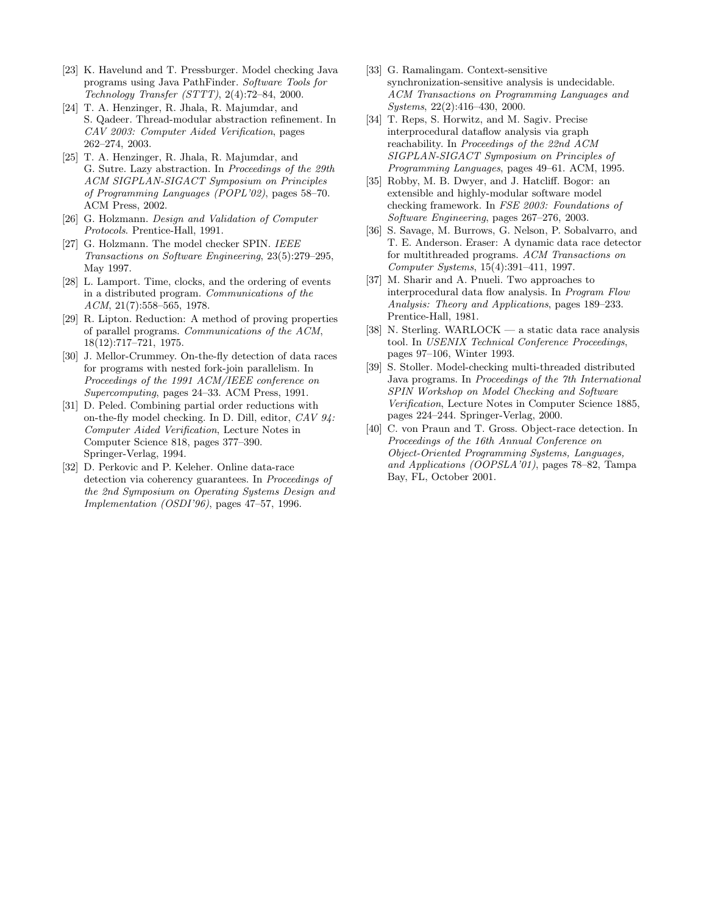[23] K. Havelund and T. Pressburger. Model checking Java programs using Java PathFinder. *Software Tools for Technology Transfer (STTT)*, 2(4):72–84, 2000.

[24] T. A. Henzinger, R. Jhala, R. Majumdar, and S. Qadeer. Thread-modular abstraction refinement. In *CAV 2003: Computer Aided Verification*, pages 262–274, 2003.

[25] T. A. Henzinger, R. Jhala, R. Majumdar, and G. Sutre. Lazy abstraction. In *Proceedings of the 29th ACM SIGPLAN-SIGACT Symposium on Principles of Programming Languages (POPL'02)*, pages 58–70. ACM Press, 2002.

[26] G. Holzmann. *Design and Validation of Computer Protocols*. Prentice-Hall, 1991.

[27] G. Holzmann. The model checker SPIN. *IEEE Transactions on Software Engineering*, 23(5):279–295, May 1997.

[28] L. Lamport. Time, clocks, and the ordering of events in a distributed program. *Communications of the ACM*, 21(7):558–565, 1978.

[29] R. Lipton. Reduction: A method of proving properties of parallel programs. *Communications of the ACM*, 18(12):717–721, 1975.

[30] J. Mellor-Crummey. On-the-fly detection of data races for programs with nested fork-join parallelism. In *Proceedings of the 1991 ACM/IEEE conference on Supercomputing*, pages 24–33. ACM Press, 1991.

[31] D. Peled. Combining partial order reductions with on-the-fly model checking. In D. Dill, editor, *CAV 94: Computer Aided Verification*, Lecture Notes in Computer Science 818, pages 377–390. Springer-Verlag, 1994.

[32] D. Perkovic and P. Keleher. Online data-race detection via coherency guarantees. In *Proceedings of the 2nd Symposium on Operating Systems Design and Implementation (OSDI'96)*, pages 47–57, 1996.

[33] G. Ramalingam. Context-sensitive synchronization-sensitive analysis is undecidable. *ACM Transactions on Programming Languages and Systems*, 22(2):416–430, 2000.

[34] T. Reps, S. Horwitz, and M. Sagiv. Precise interprocedural dataflow analysis via graph reachability. In *Proceedings of the 22nd ACM SIGPLAN-SIGACT Symposium on Principles of Programming Languages*, pages 49–61. ACM, 1995.

[35] Robby, M. B. Dwyer, and J. Hatcliff. Bogor: an extensible and highly-modular software model checking framework. In *FSE 2003: Foundations of Software Engineering*, pages 267–276, 2003.

[36] S. Savage, M. Burrows, G. Nelson, P. Sobalvarro, and T. E. Anderson. Eraser: A dynamic data race detector for multithreaded programs. *ACM Transactions on Computer Systems*, 15(4):391–411, 1997.

[37] M. Sharir and A. Pnueli. Two approaches to interprocedural data flow analysis. In *Program Flow Analysis: Theory and Applications*, pages 189–233. Prentice-Hall, 1981.

[38] N. Sterling. WARLOCK — a static data race analysis tool. In *USENIX Technical Conference Proceedings*, pages 97–106, Winter 1993.

[39] S. Stoller. Model-checking multi-threaded distributed Java programs. In *Proceedings of the 7th International SPIN Workshop on Model Checking and Software Verification*, Lecture Notes in Computer Science 1885, pages 224–244. Springer-Verlag, 2000.

[40] C. von Praun and T. Gross. Object-race detection. In *Proceedings of the 16th Annual Conference on Object-Oriented Programming Systems, Languages, and Applications (OOPSLA'01)*, pages 78–82, Tampa Bay, FL, October 2001.